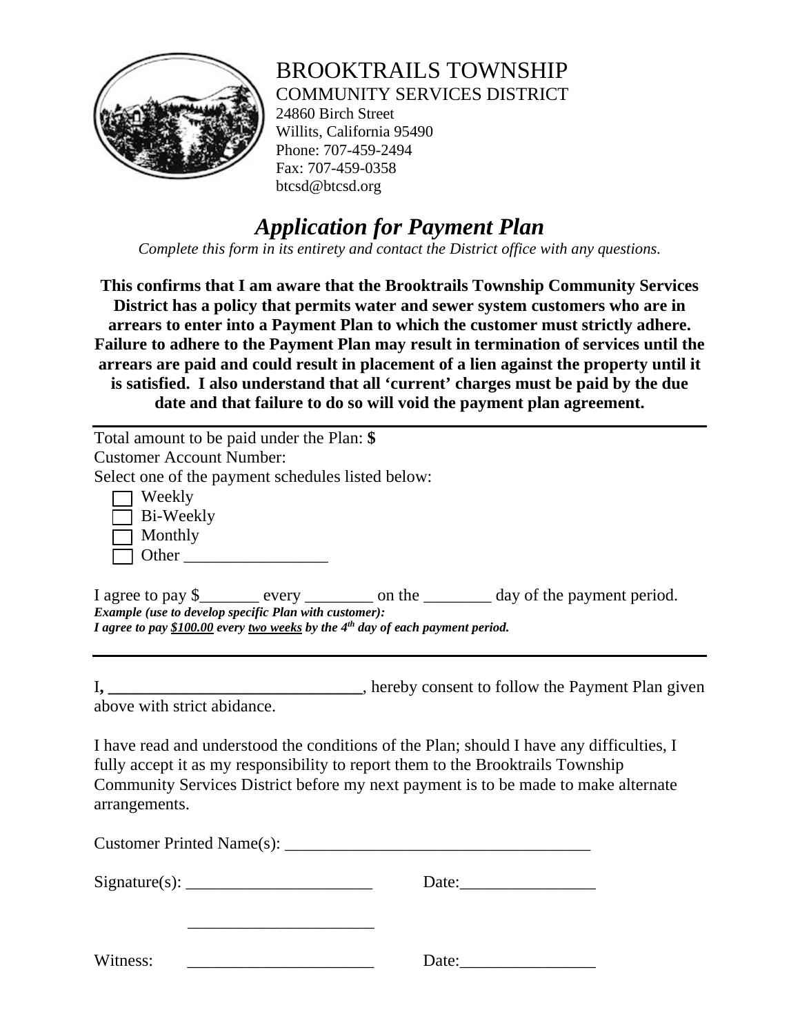# BROOKTRAILS TOWNSHIP

COMMUNITY SERVICES DISTRICT
24860 Birch Street
Willits, California 95490
Phone: 707-459-2494
Fax: 707-459-0358
btcsd@btcsd.org

## *Application for Payment Plan*

*Complete this form in its entirety and contact the District office with any questions.*

**This confirms that I am aware that the Brooktrails Township Community Services District has a policy that permits water and sewer system customers who are in arrears to enter into a Payment Plan to which the customer must strictly adhere. Failure to adhere to the Payment Plan may result in termination of services until the arrears are paid and could result in placement of a lien against the property until it is satisfied. I also understand that all 'current' charges must be paid by the due date and that failure to do so will void the payment plan agreement.**

---

Total amount to be paid under the Plan: **$**
Customer Account Number:
Select one of the payment schedules listed below:

- ☐ Weekly
- ☐ Bi-Weekly
- ☐ Monthly
- ☐ Other _________________

I agree to pay $_______ every ________ on the ________ day of the payment period.
***Example (use to develop specific Plan with customer):***
***I agree to pay $100.00 every two weeks by the 4th day of each payment period.***

---

I, ______________________________, hereby consent to follow the Payment Plan given above with strict abidance.

I have read and understood the conditions of the Plan; should I have any difficulties, I fully accept it as my responsibility to report them to the Brooktrails Township Community Services District before my next payment is to be made to make alternate arrangements.

Customer Printed Name(s): ____________________________________

Signature(s): ______________________ Date:________________

______________________

Witness: ______________________ Date:________________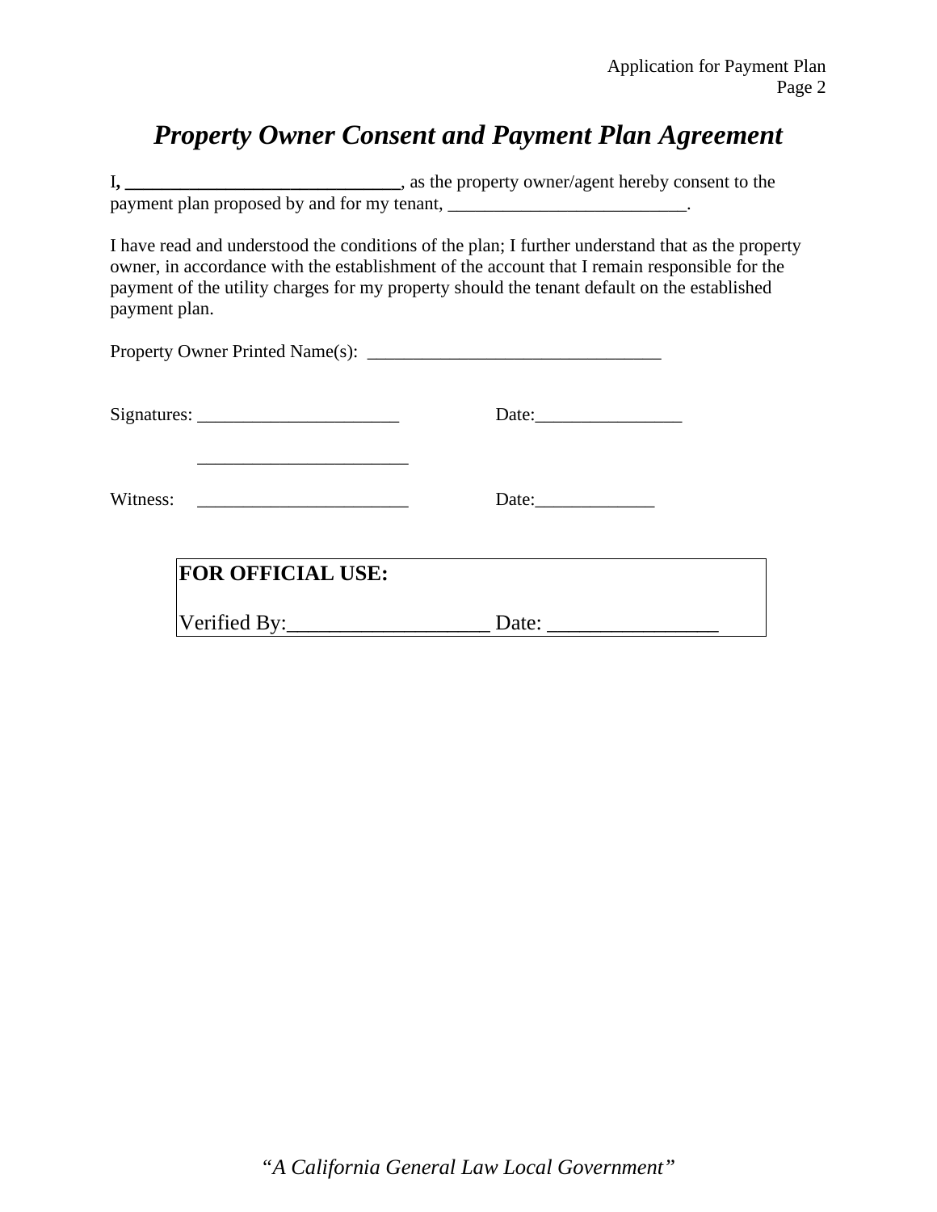# ***Property Owner Consent and Payment Plan Agreement***

I, ______________________________, as the property owner/agent hereby consent to the payment plan proposed by and for my tenant, ___________________________.

I have read and understood the conditions of the plan; I further understand that as the property owner, in accordance with the establishment of the account that I remain responsible for the payment of the utility charges for my property should the tenant default on the established payment plan.

Property Owner Printed Name(s): ________________________________

Signatures: ______________________ Date:________________

______________________

Witness: ______________________ Date:_____________

| |
|---|
| **FOR OFFICIAL USE:** |
| Verified By:___________________ Date: ________________ |

*"A California General Law Local Government"*